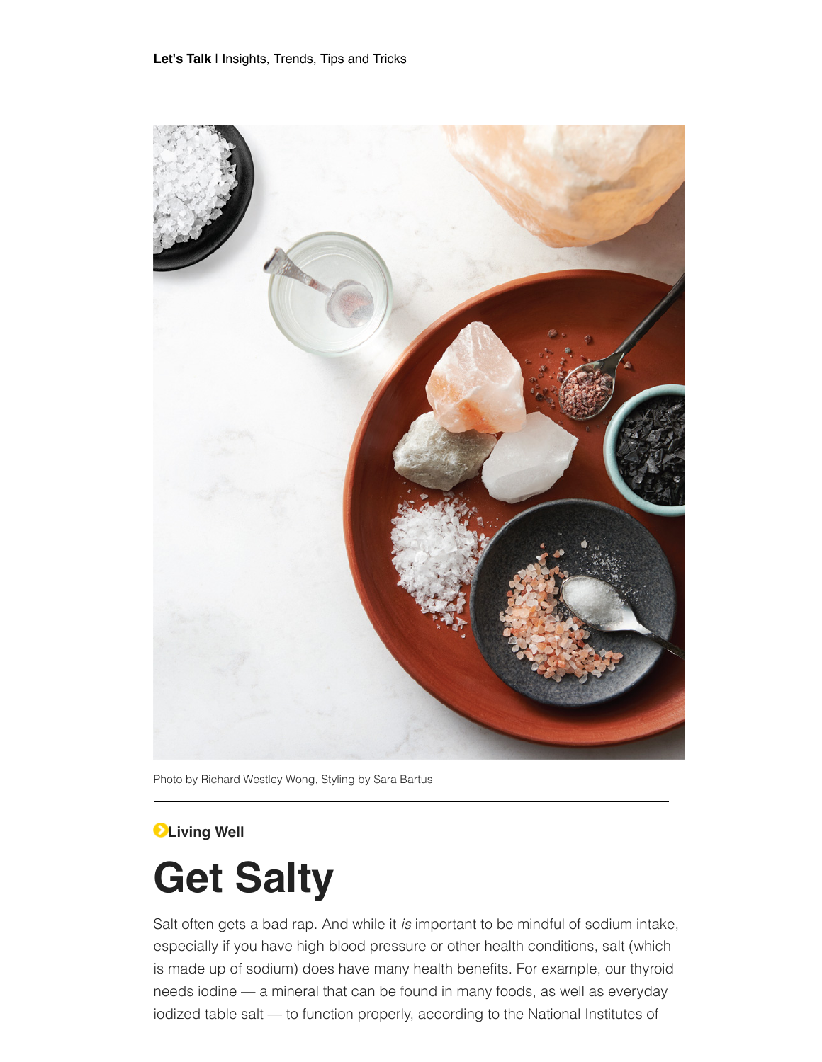Photo by Richard Westley Wong, Styling by Sara Bartus

Living Well

# Get Salty

Salt often gets a bad rap. And while it *is* important to be mindful of sodium intake, especially if you have high blood pressure or other health conditions, salt (which is made up of sodium) does have many health benefits. For example, our thyroid needs iodine — a mineral that can be found in many foods, as well as everyday iodized table salt — to function properly, according to the National Institutes of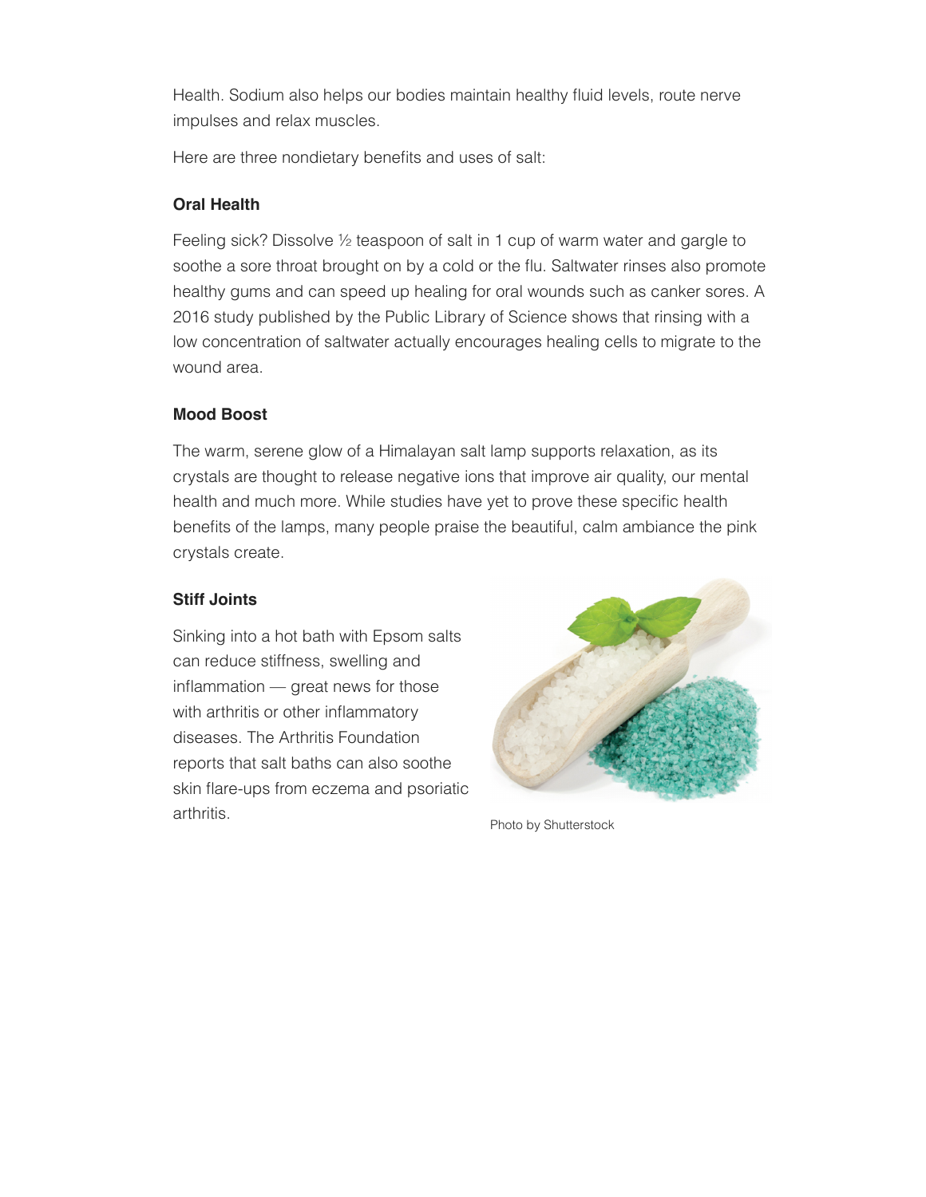Health. Sodium also helps our bodies maintain healthy fluid levels, route nerve impulses and relax muscles.

Here are three nondietary benefits and uses of salt:

**Oral Health**

Feeling sick? Dissolve ½ teaspoon of salt in 1 cup of warm water and gargle to soothe a sore throat brought on by a cold or the flu. Saltwater rinses also promote healthy gums and can speed up healing for oral wounds such as canker sores. A 2016 study published by the Public Library of Science shows that rinsing with a low concentration of saltwater actually encourages healing cells to migrate to the wound area.

**Mood Boost**

The warm, serene glow of a Himalayan salt lamp supports relaxation, as its crystals are thought to release negative ions that improve air quality, our mental health and much more. While studies have yet to prove these specific health benefits of the lamps, many people praise the beautiful, calm ambiance the pink crystals create.

**Stiff Joints**

Sinking into a hot bath with Epsom salts can reduce stiffness, swelling and inflammation — great news for those with arthritis or other inflammatory diseases. The Arthritis Foundation reports that salt baths can also soothe skin flare-ups from eczema and psoriatic arthritis.

Photo by Shutterstock